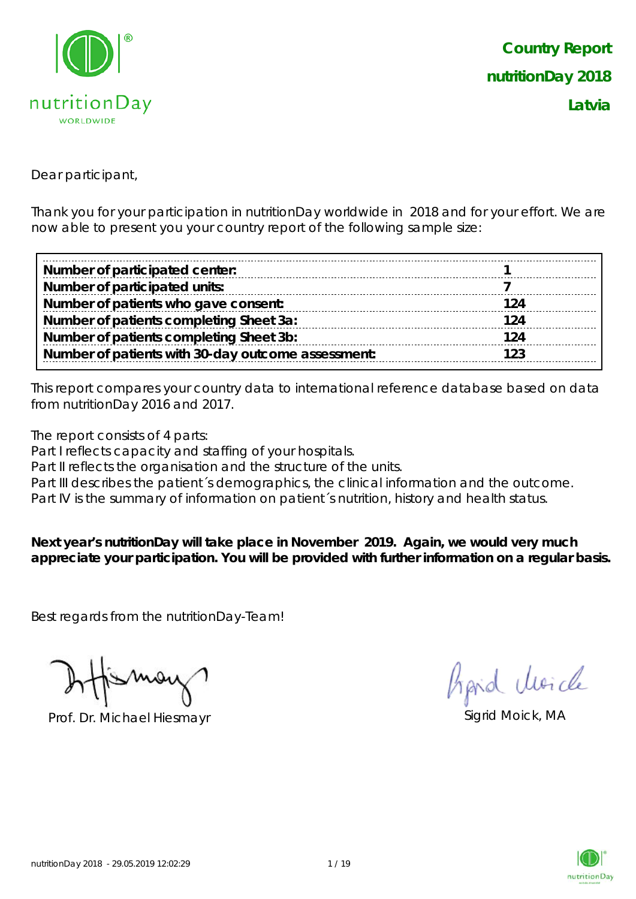# Country Report
## nutritionDay 2018
## Latvia

Dear participant,

Thank you for your participation in nutritionDay worldwide in 2018 and for your effort. We are now able to present you your country report of the following sample size:

| | |
|---|---|
| **Number of participated center:** | **1** |
| **Number of participated units:** | **7** |
| **Number of patients who gave consent:** | **124** |
| **Number of patients completing Sheet 3a:** | **124** |
| **Number of patients completing Sheet 3b:** | **124** |
| **Number of patients with 30-day outcome assessment:** | **123** |

This report compares your country data to international reference database based on data from nutritionDay 2016 and 2017.

The report consists of 4 parts:
Part I reflects capacity and staffing of your hospitals.
Part II reflects the organisation and the structure of the units.
Part III describes the patient´s demographics, the clinical information and the outcome.
Part IV is the summary of information on patient´s nutrition, history and health status.

**Next year's nutritionDay will take place in November 2019. Again, we would very much appreciate your participation. You will be provided with further information on a regular basis.**

Best regards from the nutritionDay-Team!

Prof. Dr. Michael Hiesmayr

Sigrid Moick, MA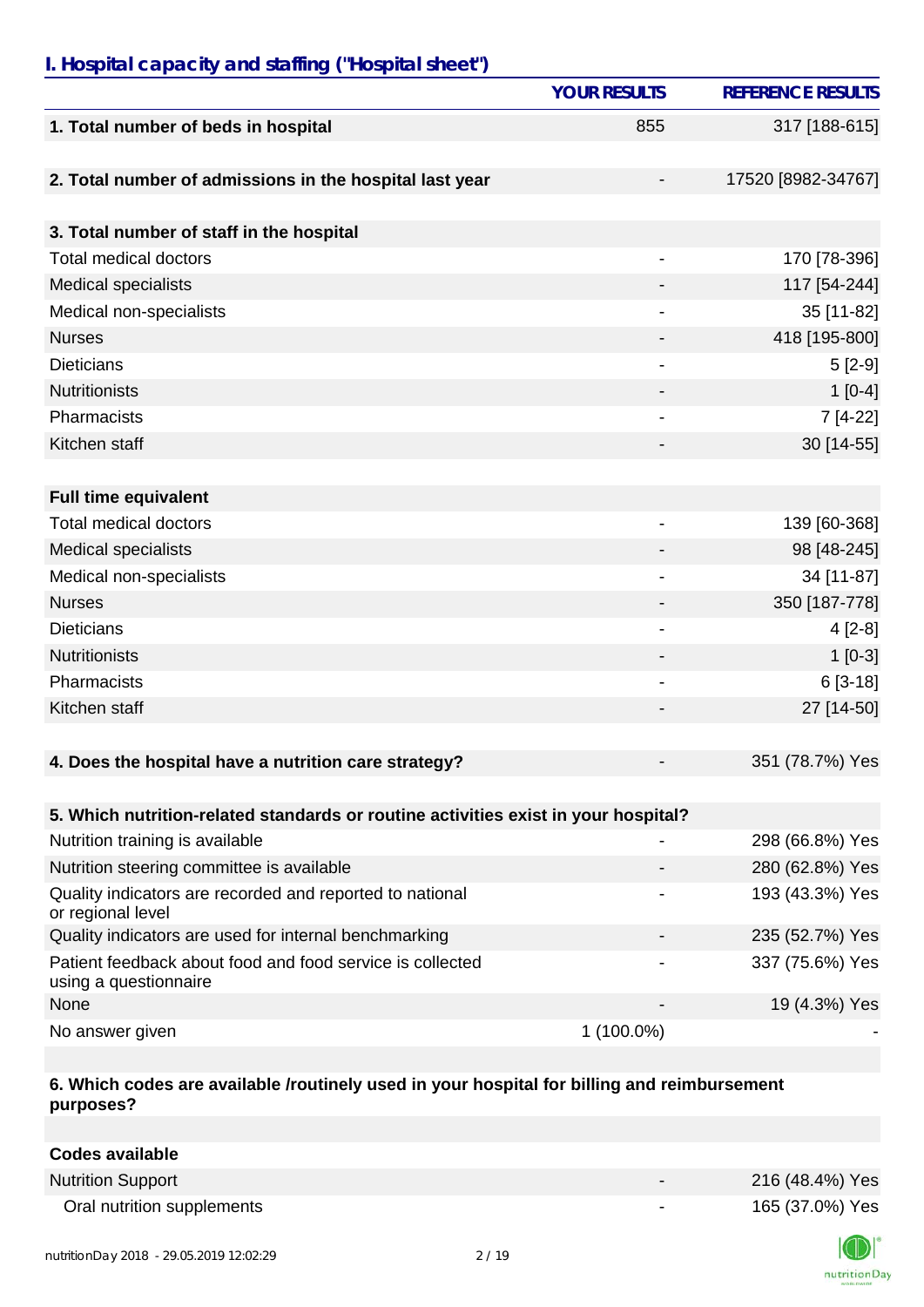## I. Hospital capacity and staffing ("Hospital sheet")

| | YOUR RESULTS | REFERENCE RESULTS |
|---|---|---|
| **1. Total number of beds in hospital** | 855 | 317 [188-615] |
| **2. Total number of admissions in the hospital last year** | - | 17520 [8982-34767] |
| **3. Total number of staff in the hospital** | | |
| Total medical doctors | - | 170 [78-396] |
| Medical specialists | - | 117 [54-244] |
| Medical non-specialists | - | 35 [11-82] |
| Nurses | - | 418 [195-800] |
| Dieticians | - | 5 [2-9] |
| Nutritionists | - | 1 [0-4] |
| Pharmacists | - | 7 [4-22] |
| Kitchen staff | - | 30 [14-55] |
| **Full time equivalent** | | |
| Total medical doctors | - | 139 [60-368] |
| Medical specialists | - | 98 [48-245] |
| Medical non-specialists | - | 34 [11-87] |
| Nurses | - | 350 [187-778] |
| Dieticians | - | 4 [2-8] |
| Nutritionists | - | 1 [0-3] |
| Pharmacists | - | 6 [3-18] |
| Kitchen staff | - | 27 [14-50] |
| **4. Does the hospital have a nutrition care strategy?** | - | 351 (78.7%) Yes |
| **5. Which nutrition-related standards or routine activities exist in your hospital?** | | |
| Nutrition training is available | - | 298 (66.8%) Yes |
| Nutrition steering committee is available | - | 280 (62.8%) Yes |
| Quality indicators are recorded and reported to national or regional level | - | 193 (43.3%) Yes |
| Quality indicators are used for internal benchmarking | - | 235 (52.7%) Yes |
| Patient feedback about food and food service is collected using a questionnaire | - | 337 (75.6%) Yes |
| None | - | 19 (4.3%) Yes |
| No answer given | 1 (100.0%) | - |
| **6. Which codes are available /routinely used in your hospital for billing and reimbursement purposes?** | | |
| **Codes available** | | |
| Nutrition Support | - | 216 (48.4%) Yes |
| Oral nutrition supplements | - | 165 (37.0%) Yes |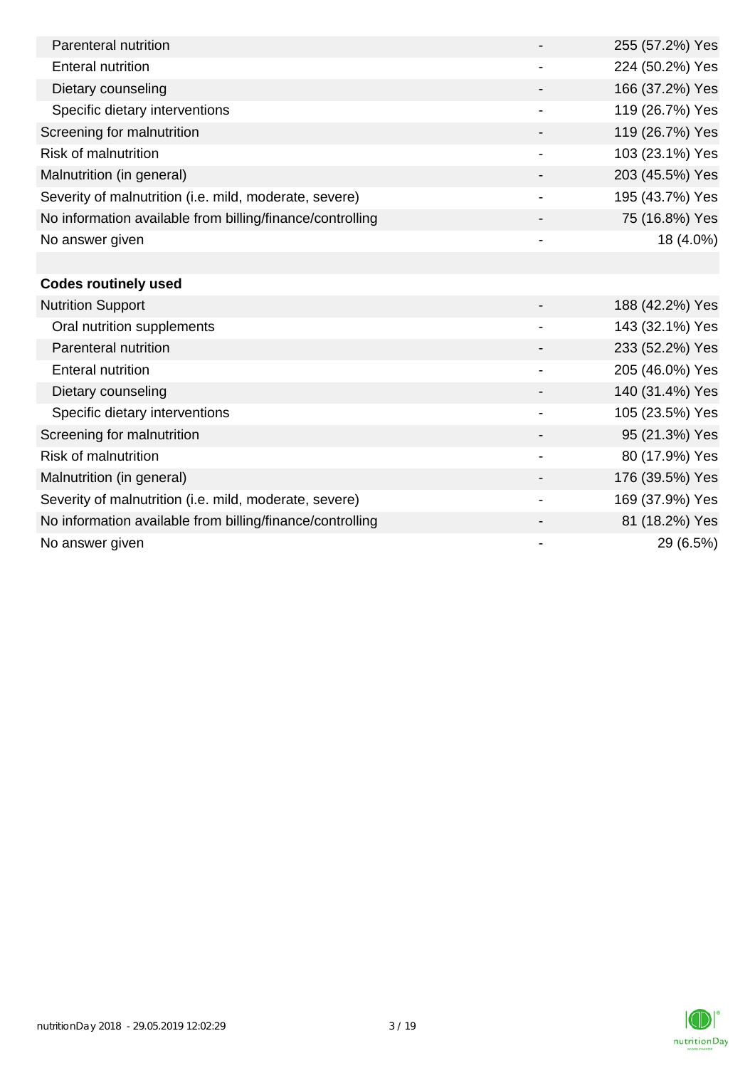| | | |
|---|---|---|
| Parenteral nutrition | - | 255 (57.2%) Yes |
| Enteral nutrition | - | 224 (50.2%) Yes |
| Dietary counseling | - | 166 (37.2%) Yes |
| Specific dietary interventions | - | 119 (26.7%) Yes |
| Screening for malnutrition | - | 119 (26.7%) Yes |
| Risk of malnutrition | - | 103 (23.1%) Yes |
| Malnutrition (in general) | - | 203 (45.5%) Yes |
| Severity of malnutrition (i.e. mild, moderate, severe) | - | 195 (43.7%) Yes |
| No information available from billing/finance/controlling | - | 75 (16.8%) Yes |
| No answer given | - | 18 (4.0%) |
| | | |
| **Codes routinely used** | | |
| Nutrition Support | - | 188 (42.2%) Yes |
| Oral nutrition supplements | - | 143 (32.1%) Yes |
| Parenteral nutrition | - | 233 (52.2%) Yes |
| Enteral nutrition | - | 205 (46.0%) Yes |
| Dietary counseling | - | 140 (31.4%) Yes |
| Specific dietary interventions | - | 105 (23.5%) Yes |
| Screening for malnutrition | - | 95 (21.3%) Yes |
| Risk of malnutrition | - | 80 (17.9%) Yes |
| Malnutrition (in general) | - | 176 (39.5%) Yes |
| Severity of malnutrition (i.e. mild, moderate, severe) | - | 169 (37.9%) Yes |
| No information available from billing/finance/controlling | - | 81 (18.2%) Yes |
| No answer given | - | 29 (6.5%) |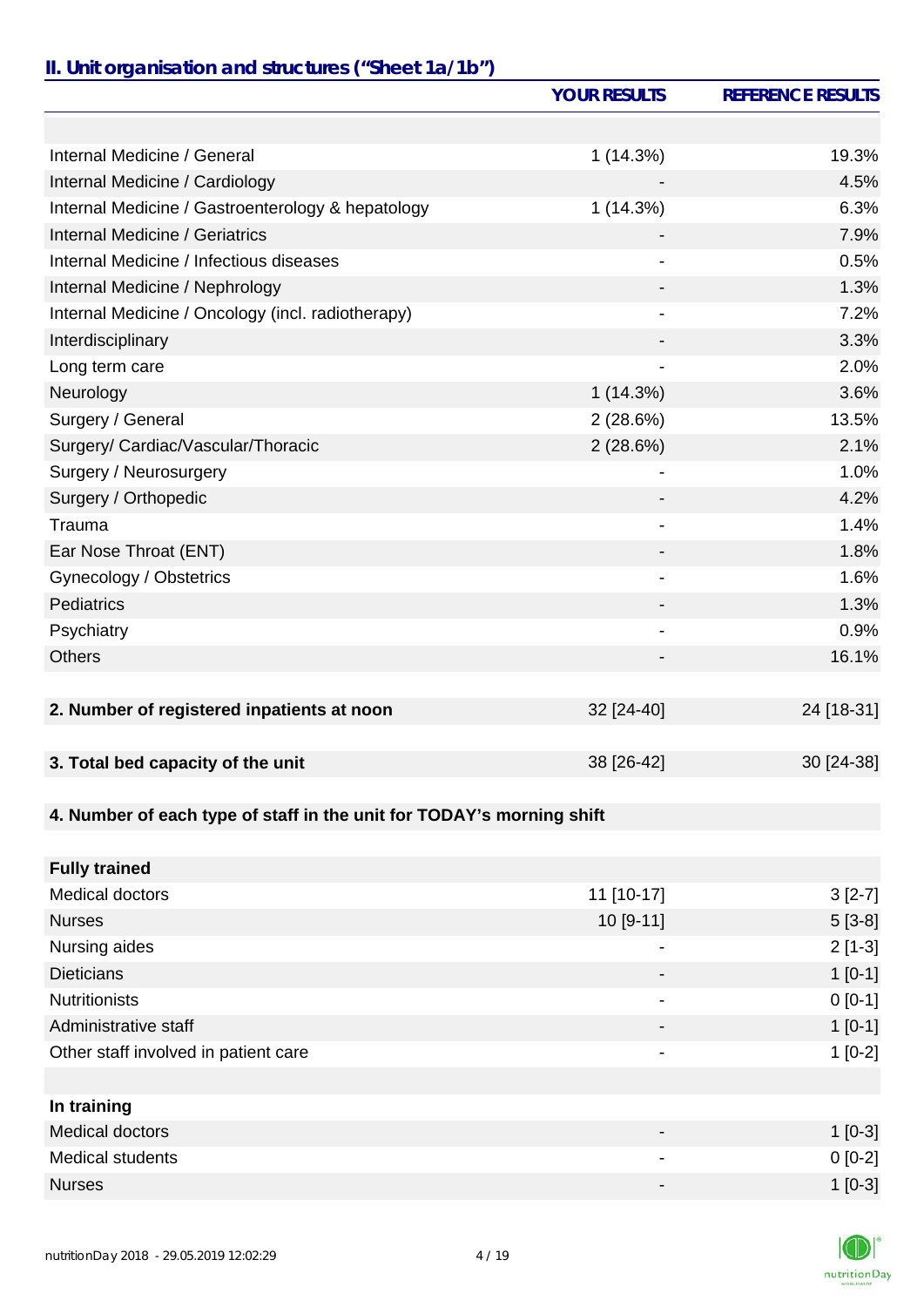## II. Unit organisation and structures ("Sheet 1a/1b")

| | YOUR RESULTS | REFERENCE RESULTS |
|---|---|---|
| | | |
| Internal Medicine / General | 1 (14.3%) | 19.3% |
| Internal Medicine / Cardiology | - | 4.5% |
| Internal Medicine / Gastroenterology & hepatology | 1 (14.3%) | 6.3% |
| Internal Medicine / Geriatrics | - | 7.9% |
| Internal Medicine / Infectious diseases | - | 0.5% |
| Internal Medicine / Nephrology | - | 1.3% |
| Internal Medicine / Oncology (incl. radiotherapy) | - | 7.2% |
| Interdisciplinary | - | 3.3% |
| Long term care | - | 2.0% |
| Neurology | 1 (14.3%) | 3.6% |
| Surgery / General | 2 (28.6%) | 13.5% |
| Surgery/ Cardiac/Vascular/Thoracic | 2 (28.6%) | 2.1% |
| Surgery / Neurosurgery | - | 1.0% |
| Surgery / Orthopedic | - | 4.2% |
| Trauma | - | 1.4% |
| Ear Nose Throat (ENT) | - | 1.8% |
| Gynecology / Obstetrics | - | 1.6% |
| Pediatrics | - | 1.3% |
| Psychiatry | - | 0.9% |
| Others | - | 16.1% |
| | | |
| **2. Number of registered inpatients at noon** | 32 [24-40] | 24 [18-31] |
| | | |
| **3. Total bed capacity of the unit** | 38 [26-42] | 30 [24-38] |
| | | |
| **4. Number of each type of staff in the unit for TODAY's morning shift** | | |
| | | |
| **Fully trained** | | |
| Medical doctors | 11 [10-17] | 3 [2-7] |
| Nurses | 10 [9-11] | 5 [3-8] |
| Nursing aides | - | 2 [1-3] |
| Dieticians | - | 1 [0-1] |
| Nutritionists | - | 0 [0-1] |
| Administrative staff | - | 1 [0-1] |
| Other staff involved in patient care | - | 1 [0-2] |
| | | |
| **In training** | | |
| Medical doctors | - | 1 [0-3] |
| Medical students | - | 0 [0-2] |
| Nurses | - | 1 [0-3] |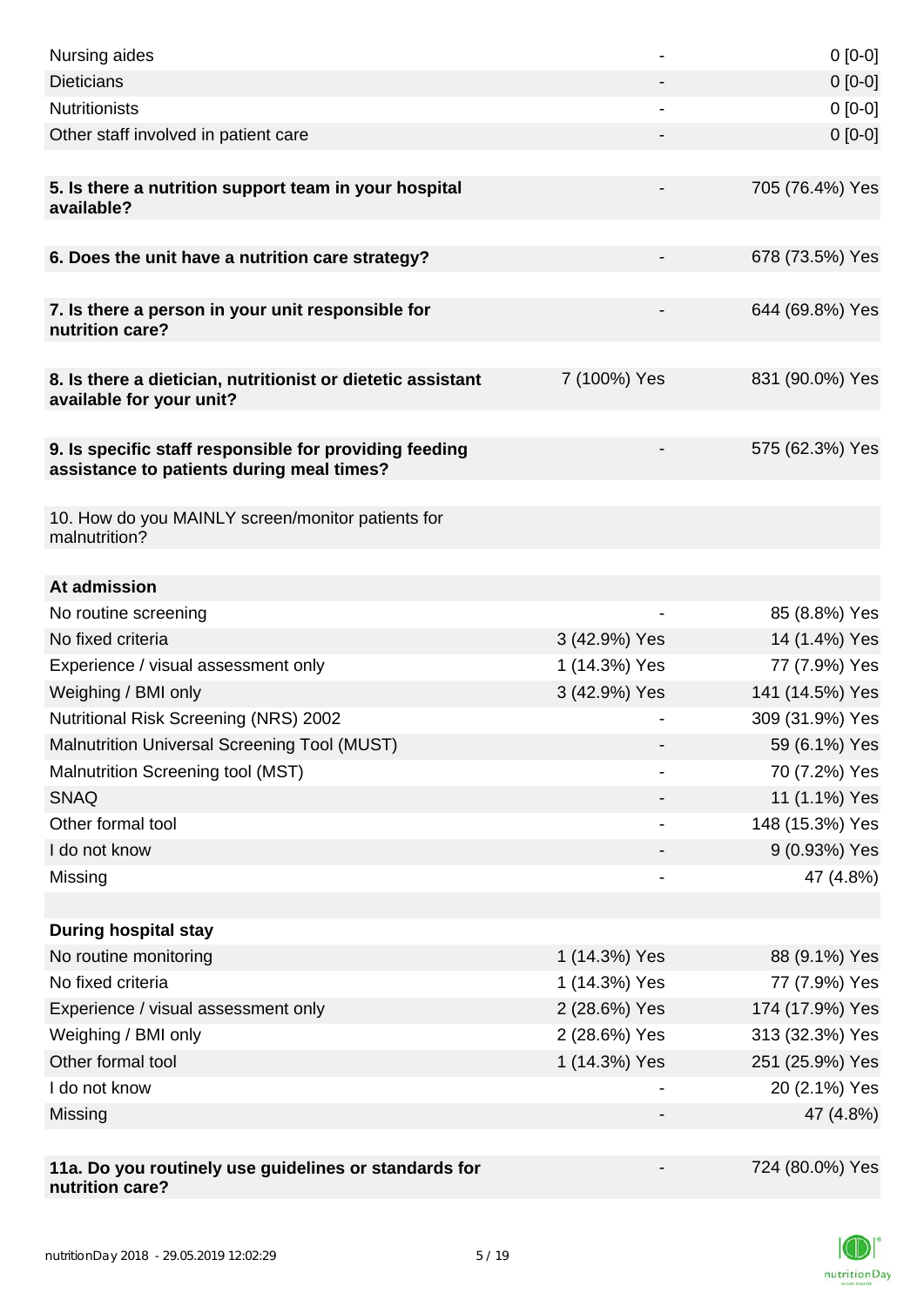| | | |
|---|---|---|
| Nursing aides | - | 0 [0-0] |
| Dieticians | - | 0 [0-0] |
| Nutritionists | - | 0 [0-0] |
| Other staff involved in patient care | - | 0 [0-0] |
| | | |
| **5. Is there a nutrition support team in your hospital available?** | - | 705 (76.4%) Yes |
| | | |
| **6. Does the unit have a nutrition care strategy?** | - | 678 (73.5%) Yes |
| | | |
| **7. Is there a person in your unit responsible for nutrition care?** | - | 644 (69.8%) Yes |
| | | |
| **8. Is there a dietician, nutritionist or dietetic assistant available for your unit?** | 7 (100%) Yes | 831 (90.0%) Yes |
| | | |
| **9. Is specific staff responsible for providing feeding assistance to patients during meal times?** | - | 575 (62.3%) Yes |
| | | |
| 10. How do you MAINLY screen/monitor patients for malnutrition? | | |
| | | |
| **At admission** | | |
| No routine screening | - | 85 (8.8%) Yes |
| No fixed criteria | 3 (42.9%) Yes | 14 (1.4%) Yes |
| Experience / visual assessment only | 1 (14.3%) Yes | 77 (7.9%) Yes |
| Weighing / BMI only | 3 (42.9%) Yes | 141 (14.5%) Yes |
| Nutritional Risk Screening (NRS) 2002 | - | 309 (31.9%) Yes |
| Malnutrition Universal Screening Tool (MUST) | - | 59 (6.1%) Yes |
| Malnutrition Screening tool (MST) | - | 70 (7.2%) Yes |
| SNAQ | - | 11 (1.1%) Yes |
| Other formal tool | - | 148 (15.3%) Yes |
| I do not know | - | 9 (0.93%) Yes |
| Missing | - | 47 (4.8%) |
| | | |
| **During hospital stay** | | |
| No routine monitoring | 1 (14.3%) Yes | 88 (9.1%) Yes |
| No fixed criteria | 1 (14.3%) Yes | 77 (7.9%) Yes |
| Experience / visual assessment only | 2 (28.6%) Yes | 174 (17.9%) Yes |
| Weighing / BMI only | 2 (28.6%) Yes | 313 (32.3%) Yes |
| Other formal tool | 1 (14.3%) Yes | 251 (25.9%) Yes |
| I do not know | - | 20 (2.1%) Yes |
| Missing | - | 47 (4.8%) |
| | | |
| **11a. Do you routinely use guidelines or standards for nutrition care?** | - | 724 (80.0%) Yes |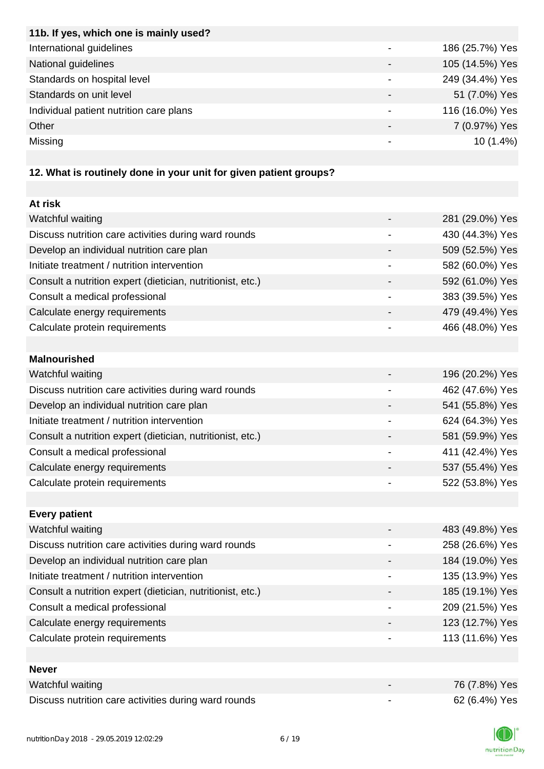| 11b. If yes, which one is mainly used? | | |
| --- | --- | --- |
| International guidelines | - | 186 (25.7%) Yes |
| National guidelines | - | 105 (14.5%) Yes |
| Standards on hospital level | - | 249 (34.4%) Yes |
| Standards on unit level | - | 51 (7.0%) Yes |
| Individual patient nutrition care plans | - | 116 (16.0%) Yes |
| Other | - | 7 (0.97%) Yes |
| Missing | - | 10 (1.4%) |

**12. What is routinely done in your unit for given patient groups?**

| At risk | | |
| --- | --- | --- |
| Watchful waiting | - | 281 (29.0%) Yes |
| Discuss nutrition care activities during ward rounds | - | 430 (44.3%) Yes |
| Develop an individual nutrition care plan | - | 509 (52.5%) Yes |
| Initiate treatment / nutrition intervention | - | 582 (60.0%) Yes |
| Consult a nutrition expert (dietician, nutritionist, etc.) | - | 592 (61.0%) Yes |
| Consult a medical professional | - | 383 (39.5%) Yes |
| Calculate energy requirements | - | 479 (49.4%) Yes |
| Calculate protein requirements | - | 466 (48.0%) Yes |

| Malnourished | | |
| --- | --- | --- |
| Watchful waiting | - | 196 (20.2%) Yes |
| Discuss nutrition care activities during ward rounds | - | 462 (47.6%) Yes |
| Develop an individual nutrition care plan | - | 541 (55.8%) Yes |
| Initiate treatment / nutrition intervention | - | 624 (64.3%) Yes |
| Consult a nutrition expert (dietician, nutritionist, etc.) | - | 581 (59.9%) Yes |
| Consult a medical professional | - | 411 (42.4%) Yes |
| Calculate energy requirements | - | 537 (55.4%) Yes |
| Calculate protein requirements | - | 522 (53.8%) Yes |

| Every patient | | |
| --- | --- | --- |
| Watchful waiting | - | 483 (49.8%) Yes |
| Discuss nutrition care activities during ward rounds | - | 258 (26.6%) Yes |
| Develop an individual nutrition care plan | - | 184 (19.0%) Yes |
| Initiate treatment / nutrition intervention | - | 135 (13.9%) Yes |
| Consult a nutrition expert (dietician, nutritionist, etc.) | - | 185 (19.1%) Yes |
| Consult a medical professional | - | 209 (21.5%) Yes |
| Calculate energy requirements | - | 123 (12.7%) Yes |
| Calculate protein requirements | - | 113 (11.6%) Yes |

| Never | | |
| --- | --- | --- |
| Watchful waiting | - | 76 (7.8%) Yes |
| Discuss nutrition care activities during ward rounds | - | 62 (6.4%) Yes |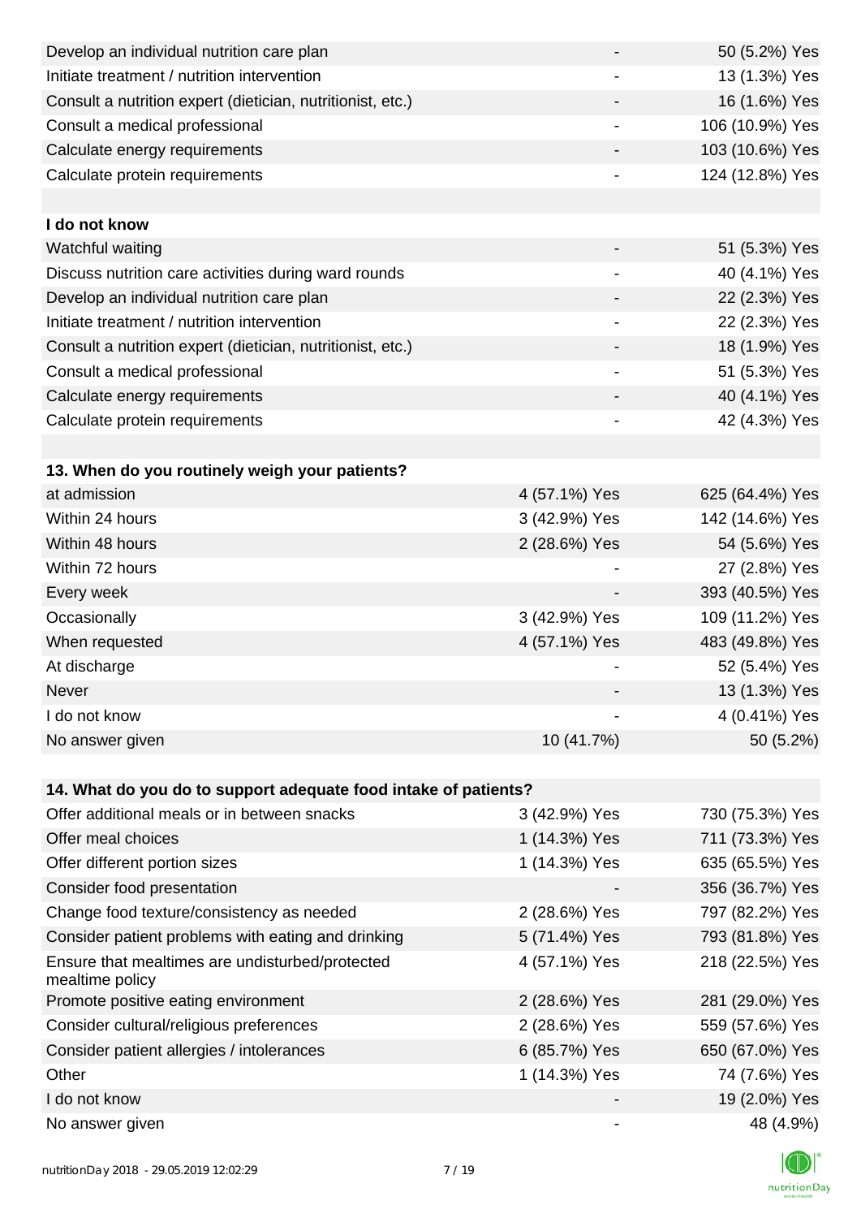| | | |
|---|---|---|
| Develop an individual nutrition care plan | - | 50 (5.2%) Yes |
| Initiate treatment / nutrition intervention | - | 13 (1.3%) Yes |
| Consult a nutrition expert (dietician, nutritionist, etc.) | - | 16 (1.6%) Yes |
| Consult a medical professional | - | 106 (10.9%) Yes |
| Calculate energy requirements | - | 103 (10.6%) Yes |
| Calculate protein requirements | - | 124 (12.8%) Yes |
| | | |
| **I do not know** | | |
| Watchful waiting | - | 51 (5.3%) Yes |
| Discuss nutrition care activities during ward rounds | - | 40 (4.1%) Yes |
| Develop an individual nutrition care plan | - | 22 (2.3%) Yes |
| Initiate treatment / nutrition intervention | - | 22 (2.3%) Yes |
| Consult a nutrition expert (dietician, nutritionist, etc.) | - | 18 (1.9%) Yes |
| Consult a medical professional | - | 51 (5.3%) Yes |
| Calculate energy requirements | - | 40 (4.1%) Yes |
| Calculate protein requirements | - | 42 (4.3%) Yes |

| **13. When do you routinely weigh your patients?** | | |
|---|---|---|
| at admission | 4 (57.1%) Yes | 625 (64.4%) Yes |
| Within 24 hours | 3 (42.9%) Yes | 142 (14.6%) Yes |
| Within 48 hours | 2 (28.6%) Yes | 54 (5.6%) Yes |
| Within 72 hours | - | 27 (2.8%) Yes |
| Every week | - | 393 (40.5%) Yes |
| Occasionally | 3 (42.9%) Yes | 109 (11.2%) Yes |
| When requested | 4 (57.1%) Yes | 483 (49.8%) Yes |
| At discharge | - | 52 (5.4%) Yes |
| Never | - | 13 (1.3%) Yes |
| I do not know | - | 4 (0.41%) Yes |
| No answer given | 10 (41.7%) | 50 (5.2%) |

| **14. What do you do to support adequate food intake of patients?** | | |
|---|---|---|
| Offer additional meals or in between snacks | 3 (42.9%) Yes | 730 (75.3%) Yes |
| Offer meal choices | 1 (14.3%) Yes | 711 (73.3%) Yes |
| Offer different portion sizes | 1 (14.3%) Yes | 635 (65.5%) Yes |
| Consider food presentation | - | 356 (36.7%) Yes |
| Change food texture/consistency as needed | 2 (28.6%) Yes | 797 (82.2%) Yes |
| Consider patient problems with eating and drinking | 5 (71.4%) Yes | 793 (81.8%) Yes |
| Ensure that mealtimes are undisturbed/protected mealtime policy | 4 (57.1%) Yes | 218 (22.5%) Yes |
| Promote positive eating environment | 2 (28.6%) Yes | 281 (29.0%) Yes |
| Consider cultural/religious preferences | 2 (28.6%) Yes | 559 (57.6%) Yes |
| Consider patient allergies / intolerances | 6 (85.7%) Yes | 650 (67.0%) Yes |
| Other | 1 (14.3%) Yes | 74 (7.6%) Yes |
| I do not know | - | 19 (2.0%) Yes |
| No answer given | - | 48 (4.9%) |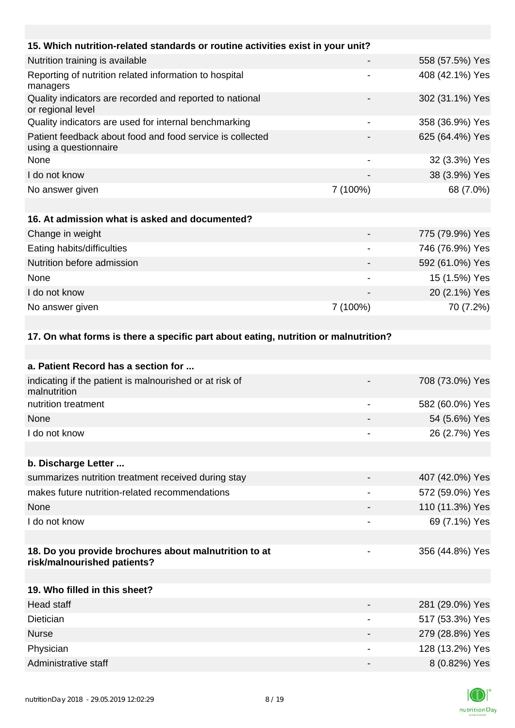| 15. Which nutrition-related standards or routine activities exist in your unit? | | |
|---|---|---|
| Nutrition training is available | - | 558 (57.5%) Yes |
| Reporting of nutrition related information to hospital managers | - | 408 (42.1%) Yes |
| Quality indicators are recorded and reported to national or regional level | - | 302 (31.1%) Yes |
| Quality indicators are used for internal benchmarking | - | 358 (36.9%) Yes |
| Patient feedback about food and food service is collected using a questionnaire | - | 625 (64.4%) Yes |
| None | - | 32 (3.3%) Yes |
| I do not know | - | 38 (3.9%) Yes |
| No answer given | 7 (100%) | 68 (7.0%) |

| 16. At admission what is asked and documented? | | |
|---|---|---|
| Change in weight | - | 775 (79.9%) Yes |
| Eating habits/difficulties | - | 746 (76.9%) Yes |
| Nutrition before admission | - | 592 (61.0%) Yes |
| None | - | 15 (1.5%) Yes |
| I do not know | - | 20 (2.1%) Yes |
| No answer given | 7 (100%) | 70 (7.2%) |

**17. On what forms is there a specific part about eating, nutrition or malnutrition?**

| a. Patient Record has a section for ... | | |
|---|---|---|
| indicating if the patient is malnourished or at risk of malnutrition | - | 708 (73.0%) Yes |
| nutrition treatment | - | 582 (60.0%) Yes |
| None | - | 54 (5.6%) Yes |
| I do not know | - | 26 (2.7%) Yes |

| b. Discharge Letter ... | | |
|---|---|---|
| summarizes nutrition treatment received during stay | - | 407 (42.0%) Yes |
| makes future nutrition-related recommendations | - | 572 (59.0%) Yes |
| None | - | 110 (11.3%) Yes |
| I do not know | - | 69 (7.1%) Yes |

| 18. Do you provide brochures about malnutrition to at risk/malnourished patients? | - | 356 (44.8%) Yes |
|---|---|---|

| 19. Who filled in this sheet? | | |
|---|---|---|
| Head staff | - | 281 (29.0%) Yes |
| Dietician | - | 517 (53.3%) Yes |
| Nurse | - | 279 (28.8%) Yes |
| Physician | - | 128 (13.2%) Yes |
| Administrative staff | - | 8 (0.82%) Yes |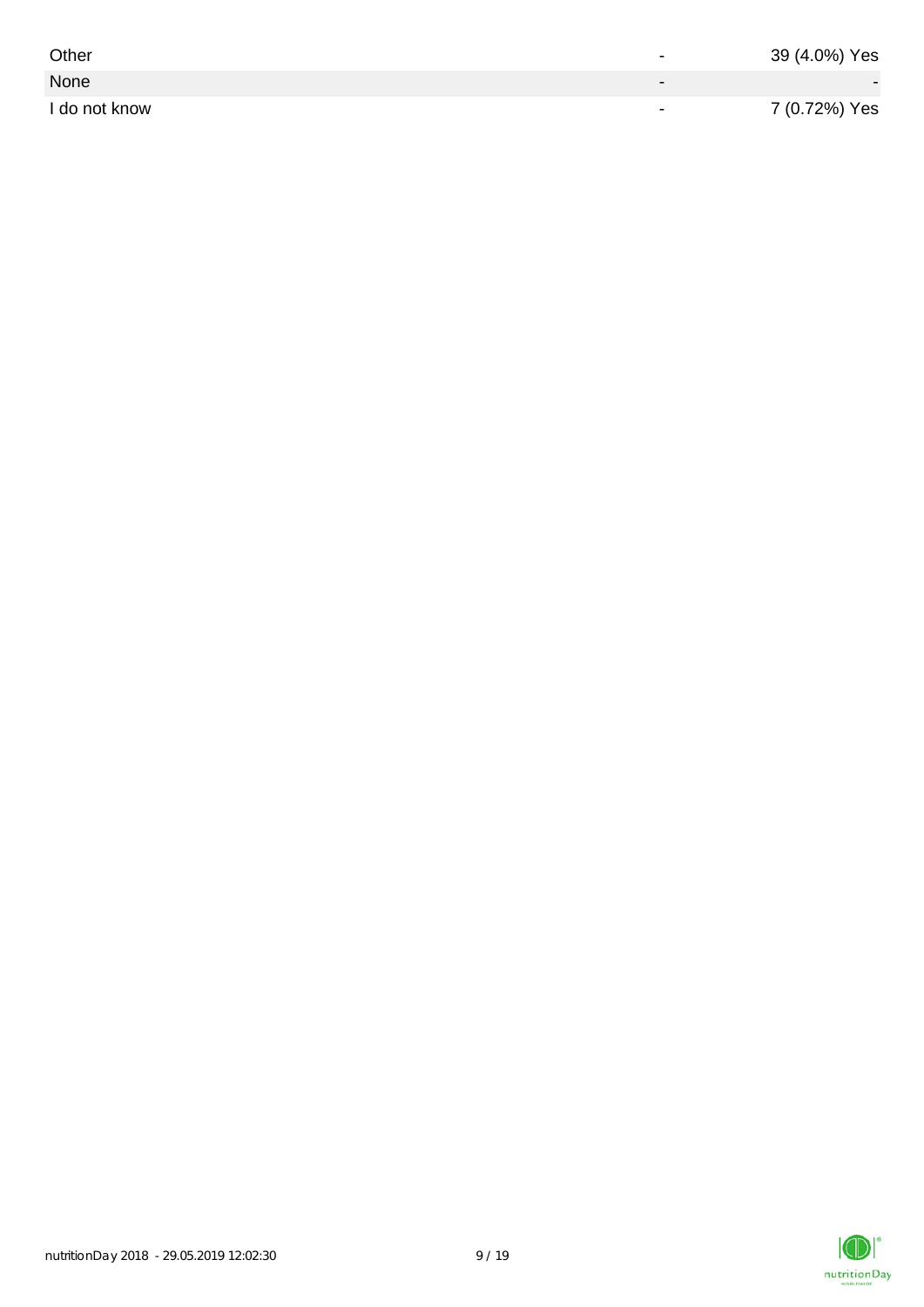| | | |
|---|---|---|
| Other | - | 39 (4.0%) Yes |
| None | - | - |
| I do not know | - | 7 (0.72%) Yes |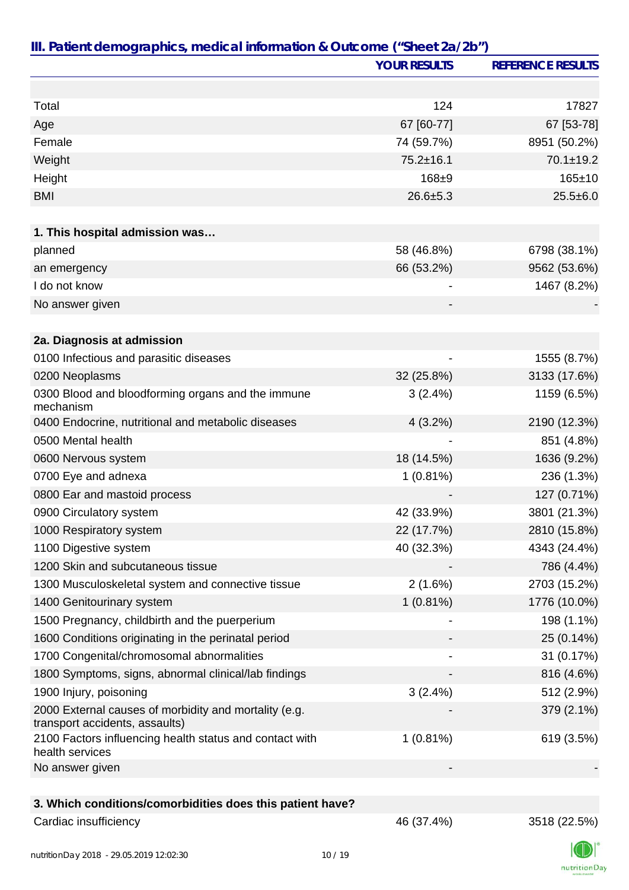## III. Patient demographics, medical information & Outcome ("Sheet 2a/2b")

| | YOUR RESULTS | REFERENCE RESULTS |
|---|---|---|
| Total | 124 | 17827 |
| Age | 67 [60-77] | 67 [53-78] |
| Female | 74 (59.7%) | 8951 (50.2%) |
| Weight | 75.2±16.1 | 70.1±19.2 |
| Height | 168±9 | 165±10 |
| BMI | 26.6±5.3 | 25.5±6.0 |
| **1. This hospital admission was…** | | |
| planned | 58 (46.8%) | 6798 (38.1%) |
| an emergency | 66 (53.2%) | 9562 (53.6%) |
| I do not know | - | 1467 (8.2%) |
| No answer given | - | - |
| **2a. Diagnosis at admission** | | |
| 0100 Infectious and parasitic diseases | - | 1555 (8.7%) |
| 0200 Neoplasms | 32 (25.8%) | 3133 (17.6%) |
| 0300 Blood and bloodforming organs and the immune mechanism | 3 (2.4%) | 1159 (6.5%) |
| 0400 Endocrine, nutritional and metabolic diseases | 4 (3.2%) | 2190 (12.3%) |
| 0500 Mental health | - | 851 (4.8%) |
| 0600 Nervous system | 18 (14.5%) | 1636 (9.2%) |
| 0700 Eye and adnexa | 1 (0.81%) | 236 (1.3%) |
| 0800 Ear and mastoid process | - | 127 (0.71%) |
| 0900 Circulatory system | 42 (33.9%) | 3801 (21.3%) |
| 1000 Respiratory system | 22 (17.7%) | 2810 (15.8%) |
| 1100 Digestive system | 40 (32.3%) | 4343 (24.4%) |
| 1200 Skin and subcutaneous tissue | - | 786 (4.4%) |
| 1300 Musculoskeletal system and connective tissue | 2 (1.6%) | 2703 (15.2%) |
| 1400 Genitourinary system | 1 (0.81%) | 1776 (10.0%) |
| 1500 Pregnancy, childbirth and the puerperium | - | 198 (1.1%) |
| 1600 Conditions originating in the perinatal period | - | 25 (0.14%) |
| 1700 Congenital/chromosomal abnormalities | - | 31 (0.17%) |
| 1800 Symptoms, signs, abnormal clinical/lab findings | - | 816 (4.6%) |
| 1900 Injury, poisoning | 3 (2.4%) | 512 (2.9%) |
| 2000 External causes of morbidity and mortality (e.g. transport accidents, assaults) | - | 379 (2.1%) |
| 2100 Factors influencing health status and contact with health services | 1 (0.81%) | 619 (3.5%) |
| No answer given | - | - |
| **3. Which conditions/comorbidities does this patient have?** | | |
| Cardiac insufficiency | 46 (37.4%) | 3518 (22.5%) |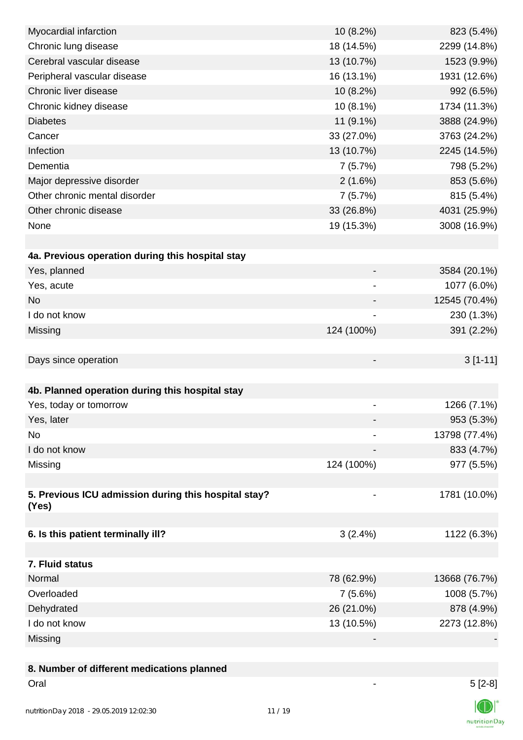| | | |
|---|---|---|
| Myocardial infarction | 10 (8.2%) | 823 (5.4%) |
| Chronic lung disease | 18 (14.5%) | 2299 (14.8%) |
| Cerebral vascular disease | 13 (10.7%) | 1523 (9.9%) |
| Peripheral vascular disease | 16 (13.1%) | 1931 (12.6%) |
| Chronic liver disease | 10 (8.2%) | 992 (6.5%) |
| Chronic kidney disease | 10 (8.1%) | 1734 (11.3%) |
| Diabetes | 11 (9.1%) | 3888 (24.9%) |
| Cancer | 33 (27.0%) | 3763 (24.2%) |
| Infection | 13 (10.7%) | 2245 (14.5%) |
| Dementia | 7 (5.7%) | 798 (5.2%) |
| Major depressive disorder | 2 (1.6%) | 853 (5.6%) |
| Other chronic mental disorder | 7 (5.7%) | 815 (5.4%) |
| Other chronic disease | 33 (26.8%) | 4031 (25.9%) |
| None | 19 (15.3%) | 3008 (16.9%) |
| | | |
| **4a. Previous operation during this hospital stay** | | |
| Yes, planned | - | 3584 (20.1%) |
| Yes, acute | - | 1077 (6.0%) |
| No | - | 12545 (70.4%) |
| I do not know | - | 230 (1.3%) |
| Missing | 124 (100%) | 391 (2.2%) |
| | | |
| Days since operation | - | 3 [1-11] |
| | | |
| **4b. Planned operation during this hospital stay** | | |
| Yes, today or tomorrow | - | 1266 (7.1%) |
| Yes, later | - | 953 (5.3%) |
| No | - | 13798 (77.4%) |
| I do not know | - | 833 (4.7%) |
| Missing | 124 (100%) | 977 (5.5%) |
| | | |
| **5. Previous ICU admission during this hospital stay? (Yes)** | - | 1781 (10.0%) |
| | | |
| **6. Is this patient terminally ill?** | 3 (2.4%) | 1122 (6.3%) |
| | | |
| **7. Fluid status** | | |
| Normal | 78 (62.9%) | 13668 (76.7%) |
| Overloaded | 7 (5.6%) | 1008 (5.7%) |
| Dehydrated | 26 (21.0%) | 878 (4.9%) |
| I do not know | 13 (10.5%) | 2273 (12.8%) |
| Missing | - | - |
| | | |
| **8. Number of different medications planned** | | |
| Oral | - | 5 [2-8] |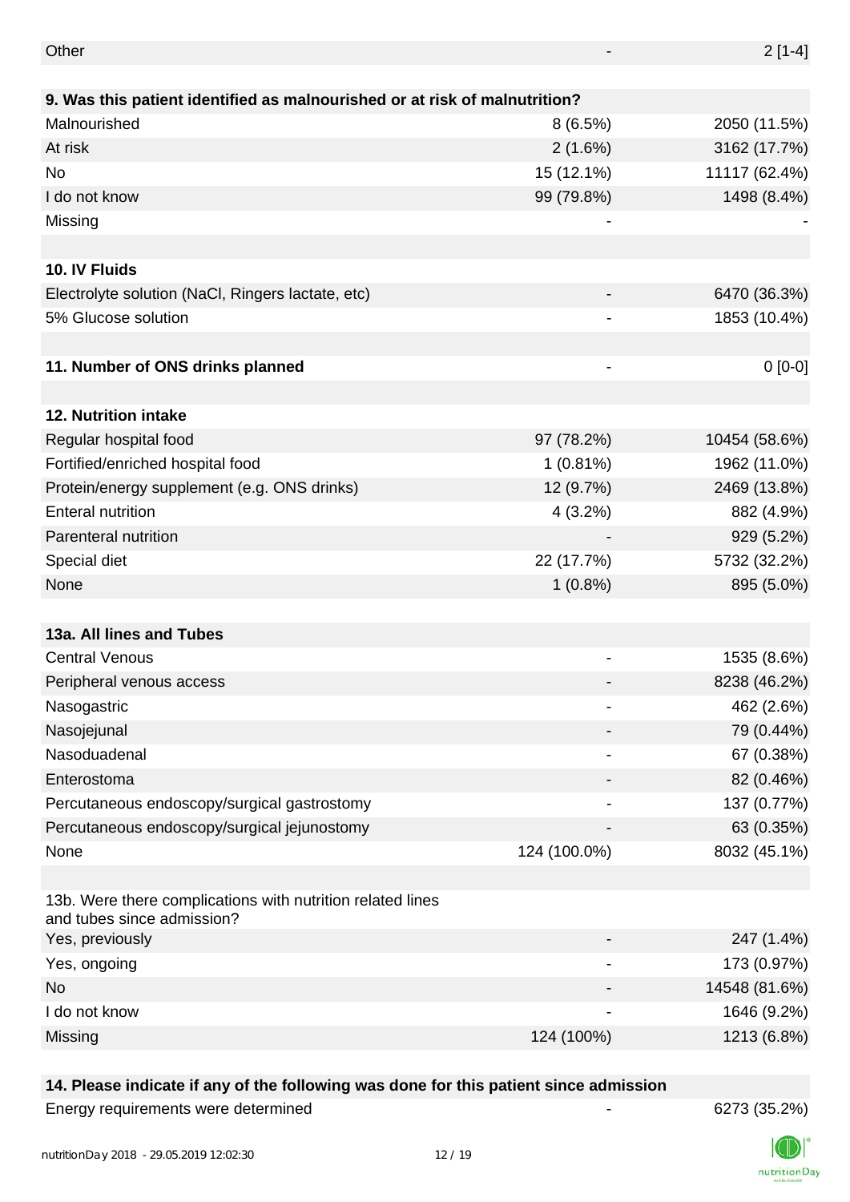| | | |
|---|---|---|
| Other | - | 2 [1-4] |
| | | |
| **9. Was this patient identified as malnourished or at risk of malnutrition?** | | |
| Malnourished | 8 (6.5%) | 2050 (11.5%) |
| At risk | 2 (1.6%) | 3162 (17.7%) |
| No | 15 (12.1%) | 11117 (62.4%) |
| I do not know | 99 (79.8%) | 1498 (8.4%) |
| Missing | - | - |
| | | |
| **10. IV Fluids** | | |
| Electrolyte solution (NaCl, Ringers lactate, etc) | - | 6470 (36.3%) |
| 5% Glucose solution | - | 1853 (10.4%) |
| | | |
| **11. Number of ONS drinks planned** | - | 0 [0-0] |
| | | |
| **12. Nutrition intake** | | |
| Regular hospital food | 97 (78.2%) | 10454 (58.6%) |
| Fortified/enriched hospital food | 1 (0.81%) | 1962 (11.0%) |
| Protein/energy supplement (e.g. ONS drinks) | 12 (9.7%) | 2469 (13.8%) |
| Enteral nutrition | 4 (3.2%) | 882 (4.9%) |
| Parenteral nutrition | - | 929 (5.2%) |
| Special diet | 22 (17.7%) | 5732 (32.2%) |
| None | 1 (0.8%) | 895 (5.0%) |
| | | |
| **13a. All lines and Tubes** | | |
| Central Venous | - | 1535 (8.6%) |
| Peripheral venous access | - | 8238 (46.2%) |
| Nasogastric | - | 462 (2.6%) |
| Nasojejunal | - | 79 (0.44%) |
| Nasoduadenal | - | 67 (0.38%) |
| Enterostoma | - | 82 (0.46%) |
| Percutaneous endoscopy/surgical gastrostomy | - | 137 (0.77%) |
| Percutaneous endoscopy/surgical jejunostomy | - | 63 (0.35%) |
| None | 124 (100.0%) | 8032 (45.1%) |
| | | |
| 13b. Were there complications with nutrition related lines and tubes since admission? | | |
| Yes, previously | - | 247 (1.4%) |
| Yes, ongoing | - | 173 (0.97%) |
| No | - | 14548 (81.6%) |
| I do not know | - | 1646 (9.2%) |
| Missing | 124 (100%) | 1213 (6.8%) |
| | | |
| **14. Please indicate if any of the following was done for this patient since admission** | | |
| Energy requirements were determined | - | 6273 (35.2%) |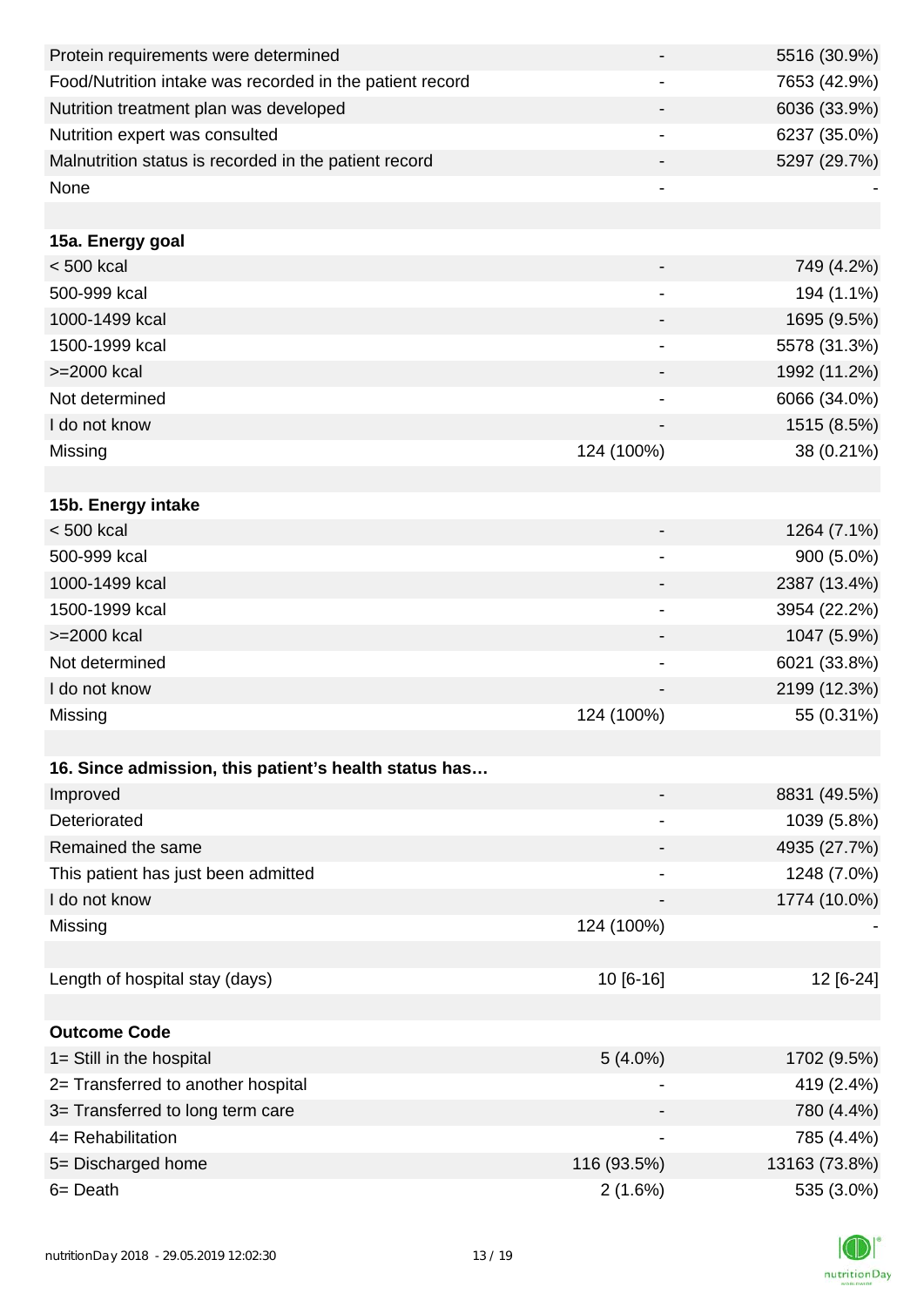| | | |
|---|---|---|
| Protein requirements were determined | - | 5516 (30.9%) |
| Food/Nutrition intake was recorded in the patient record | - | 7653 (42.9%) |
| Nutrition treatment plan was developed | - | 6036 (33.9%) |
| Nutrition expert was consulted | - | 6237 (35.0%) |
| Malnutrition status is recorded in the patient record | - | 5297 (29.7%) |
| None | - | - |
| | | |
| **15a. Energy goal** | | |
| < 500 kcal | - | 749 (4.2%) |
| 500-999 kcal | - | 194 (1.1%) |
| 1000-1499 kcal | - | 1695 (9.5%) |
| 1500-1999 kcal | - | 5578 (31.3%) |
| >=2000 kcal | - | 1992 (11.2%) |
| Not determined | - | 6066 (34.0%) |
| I do not know | - | 1515 (8.5%) |
| Missing | 124 (100%) | 38 (0.21%) |
| | | |
| **15b. Energy intake** | | |
| < 500 kcal | - | 1264 (7.1%) |
| 500-999 kcal | - | 900 (5.0%) |
| 1000-1499 kcal | - | 2387 (13.4%) |
| 1500-1999 kcal | - | 3954 (22.2%) |
| >=2000 kcal | - | 1047 (5.9%) |
| Not determined | - | 6021 (33.8%) |
| I do not know | - | 2199 (12.3%) |
| Missing | 124 (100%) | 55 (0.31%) |
| | | |
| **16. Since admission, this patient's health status has…** | | |
| Improved | - | 8831 (49.5%) |
| Deteriorated | - | 1039 (5.8%) |
| Remained the same | - | 4935 (27.7%) |
| This patient has just been admitted | - | 1248 (7.0%) |
| I do not know | - | 1774 (10.0%) |
| Missing | 124 (100%) | - |
| | | |
| Length of hospital stay (days) | 10 [6-16] | 12 [6-24] |
| | | |
| **Outcome Code** | | |
| 1= Still in the hospital | 5 (4.0%) | 1702 (9.5%) |
| 2= Transferred to another hospital | - | 419 (2.4%) |
| 3= Transferred to long term care | - | 780 (4.4%) |
| 4= Rehabilitation | - | 785 (4.4%) |
| 5= Discharged home | 116 (93.5%) | 13163 (73.8%) |
| 6= Death | 2 (1.6%) | 535 (3.0%) |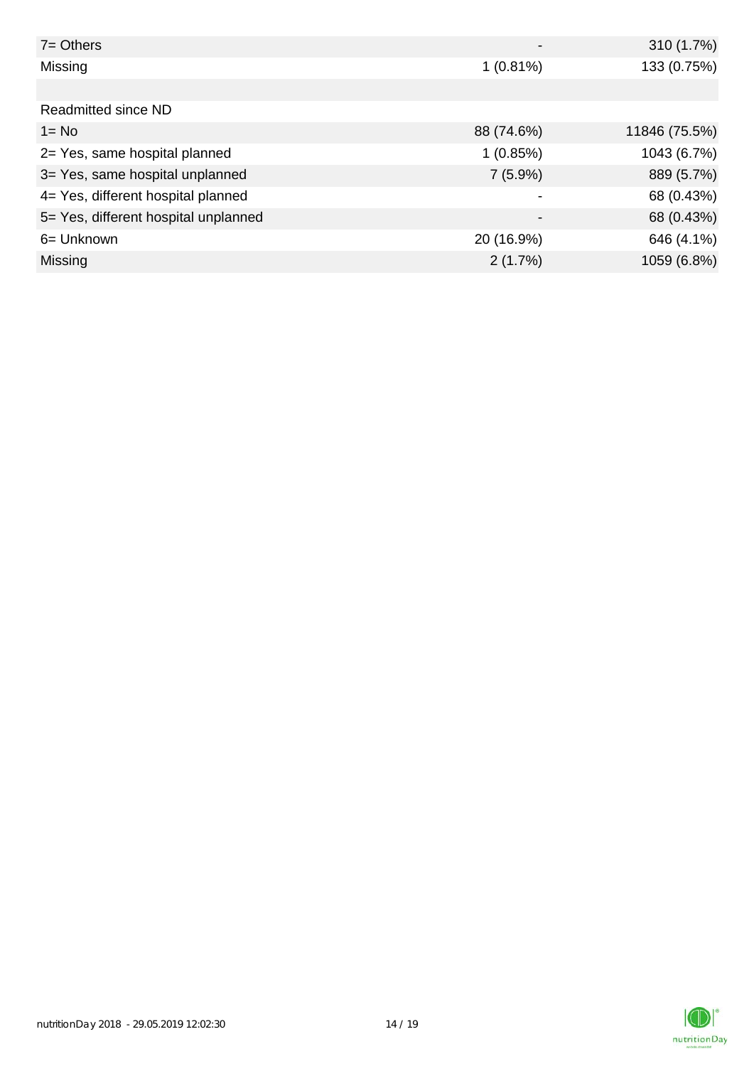| | | |
|---|---|---|
| 7= Others | - | 310 (1.7%) |
| Missing | 1 (0.81%) | 133 (0.75%) |
| | | |
| Readmitted since ND | | |
| 1= No | 88 (74.6%) | 11846 (75.5%) |
| 2= Yes, same hospital planned | 1 (0.85%) | 1043 (6.7%) |
| 3= Yes, same hospital unplanned | 7 (5.9%) | 889 (5.7%) |
| 4= Yes, different hospital planned | - | 68 (0.43%) |
| 5= Yes, different hospital unplanned | - | 68 (0.43%) |
| 6= Unknown | 20 (16.9%) | 646 (4.1%) |
| Missing | 2 (1.7%) | 1059 (6.8%) |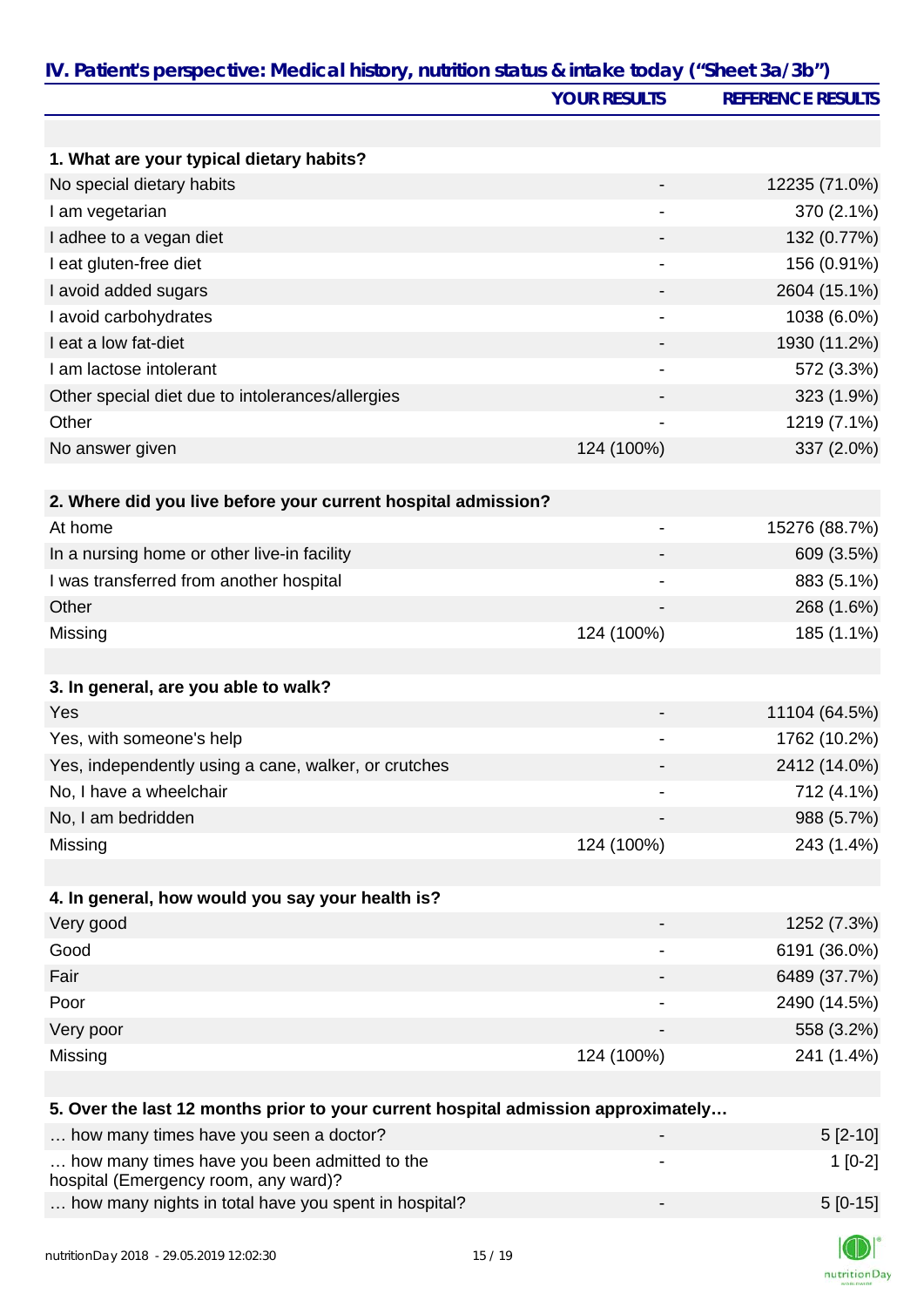## IV. Patient's perspective: Medical history, nutrition status & intake today ("Sheet 3a/3b")

| | YOUR RESULTS | REFERENCE RESULTS |
|---|---|---|
| **1. What are your typical dietary habits?** | | |
| No special dietary habits | - | 12235 (71.0%) |
| I am vegetarian | - | 370 (2.1%) |
| I adhee to a vegan diet | - | 132 (0.77%) |
| I eat gluten-free diet | - | 156 (0.91%) |
| I avoid added sugars | - | 2604 (15.1%) |
| I avoid carbohydrates | - | 1038 (6.0%) |
| I eat a low fat-diet | - | 1930 (11.2%) |
| I am lactose intolerant | - | 572 (3.3%) |
| Other special diet due to intolerances/allergies | - | 323 (1.9%) |
| Other | - | 1219 (7.1%) |
| No answer given | 124 (100%) | 337 (2.0%) |
| **2. Where did you live before your current hospital admission?** | | |
| At home | - | 15276 (88.7%) |
| In a nursing home or other live-in facility | - | 609 (3.5%) |
| I was transferred from another hospital | - | 883 (5.1%) |
| Other | - | 268 (1.6%) |
| Missing | 124 (100%) | 185 (1.1%) |
| **3. In general, are you able to walk?** | | |
| Yes | - | 11104 (64.5%) |
| Yes, with someone's help | - | 1762 (10.2%) |
| Yes, independently using a cane, walker, or crutches | - | 2412 (14.0%) |
| No, I have a wheelchair | - | 712 (4.1%) |
| No, I am bedridden | - | 988 (5.7%) |
| Missing | 124 (100%) | 243 (1.4%) |
| **4. In general, how would you say your health is?** | | |
| Very good | - | 1252 (7.3%) |
| Good | - | 6191 (36.0%) |
| Fair | - | 6489 (37.7%) |
| Poor | - | 2490 (14.5%) |
| Very poor | - | 558 (3.2%) |
| Missing | 124 (100%) | 241 (1.4%) |
| **5. Over the last 12 months prior to your current hospital admission approximately…** | | |
| … how many times have you seen a doctor? | - | 5 [2-10] |
| … how many times have you been admitted to the hospital (Emergency room, any ward)? | - | 1 [0-2] |
| … how many nights in total have you spent in hospital? | - | 5 [0-15] |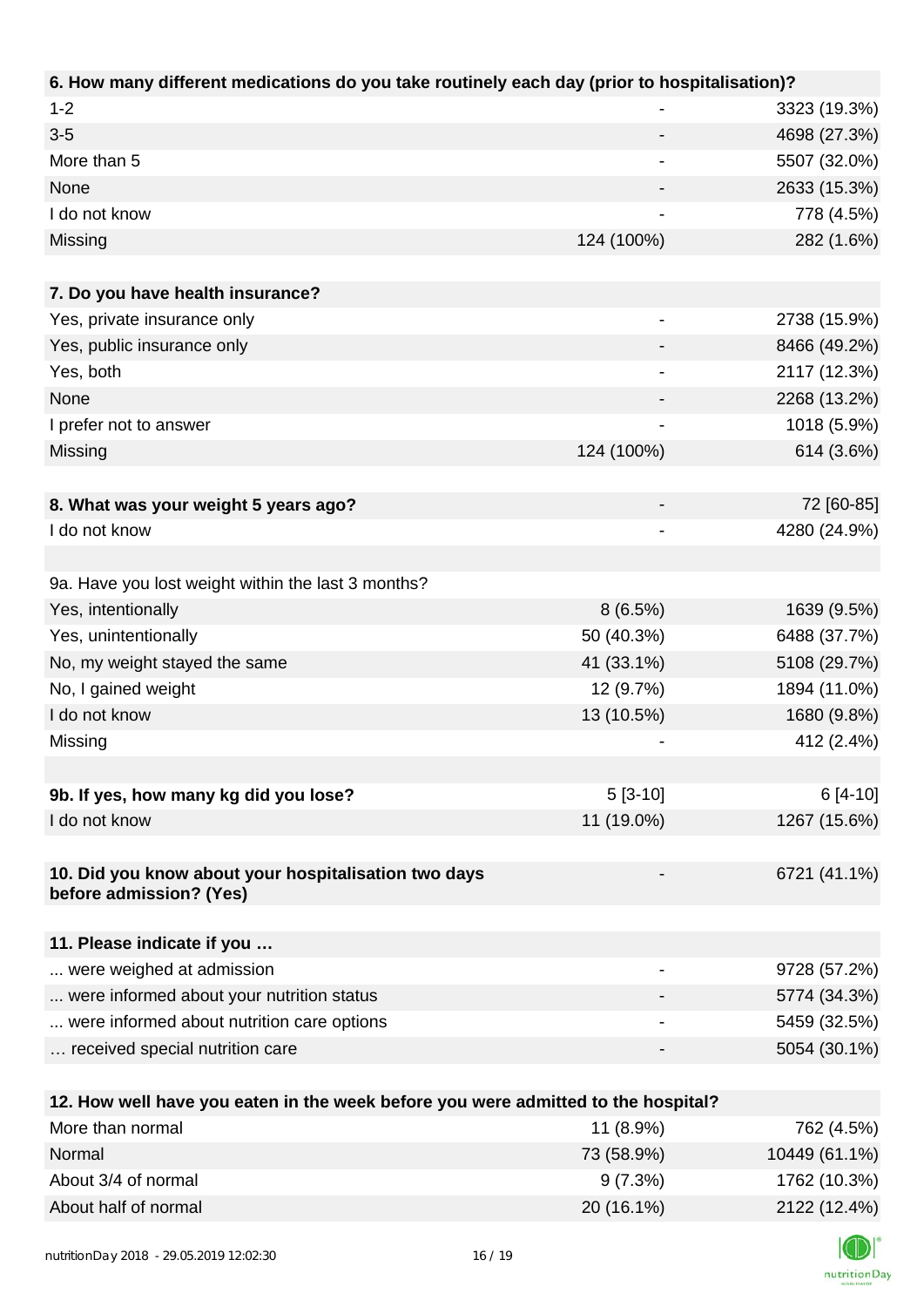| 6. How many different medications do you take routinely each day (prior to hospitalisation)? | | |
|---|---|---|
| 1-2 | - | 3323 (19.3%) |
| 3-5 | - | 4698 (27.3%) |
| More than 5 | - | 5507 (32.0%) |
| None | - | 2633 (15.3%) |
| I do not know | - | 778 (4.5%) |
| Missing | 124 (100%) | 282 (1.6%) |

| 7. Do you have health insurance? | | |
|---|---|---|
| Yes, private insurance only | - | 2738 (15.9%) |
| Yes, public insurance only | - | 8466 (49.2%) |
| Yes, both | - | 2117 (12.3%) |
| None | - | 2268 (13.2%) |
| I prefer not to answer | - | 1018 (5.9%) |
| Missing | 124 (100%) | 614 (3.6%) |

| 8. What was your weight 5 years ago? | - | 72 [60-85] |
|---|---|---|
| I do not know | - | 4280 (24.9%) |

| 9a. Have you lost weight within the last 3 months? | | |
|---|---|---|
| Yes, intentionally | 8 (6.5%) | 1639 (9.5%) |
| Yes, unintentionally | 50 (40.3%) | 6488 (37.7%) |
| No, my weight stayed the same | 41 (33.1%) | 5108 (29.7%) |
| No, I gained weight | 12 (9.7%) | 1894 (11.0%) |
| I do not know | 13 (10.5%) | 1680 (9.8%) |
| Missing | - | 412 (2.4%) |

| 9b. If yes, how many kg did you lose? | 5 [3-10] | 6 [4-10] |
|---|---|---|
| I do not know | 11 (19.0%) | 1267 (15.6%) |

| 10. Did you know about your hospitalisation two days before admission? (Yes) | - | 6721 (41.1%) |
|---|---|---|

| 11. Please indicate if you … | | |
|---|---|---|
| ... were weighed at admission | - | 9728 (57.2%) |
| ... were informed about your nutrition status | - | 5774 (34.3%) |
| ... were informed about nutrition care options | - | 5459 (32.5%) |
| … received special nutrition care | - | 5054 (30.1%) |

| 12. How well have you eaten in the week before you were admitted to the hospital? | | |
|---|---|---|
| More than normal | 11 (8.9%) | 762 (4.5%) |
| Normal | 73 (58.9%) | 10449 (61.1%) |
| About 3/4 of normal | 9 (7.3%) | 1762 (10.3%) |
| About half of normal | 20 (16.1%) | 2122 (12.4%) |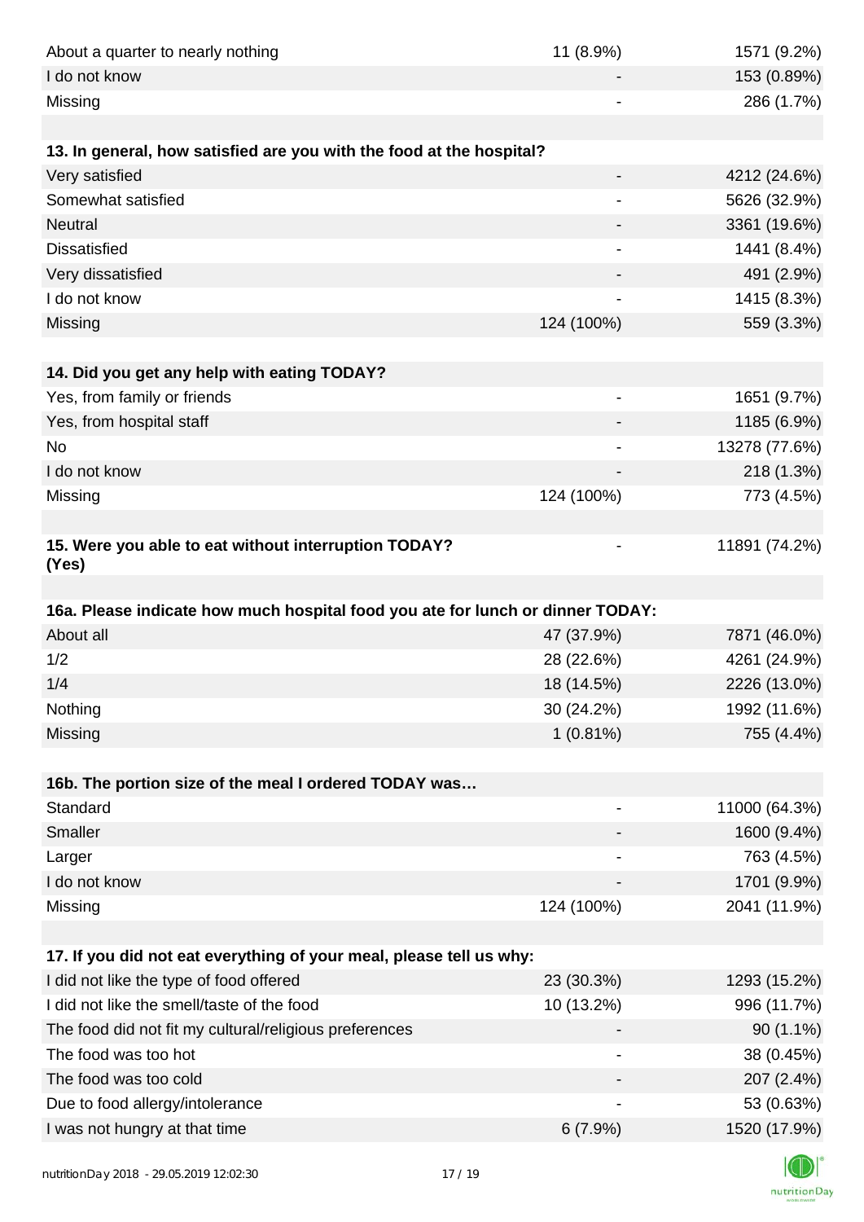| | | |
|---|---|---|
| About a quarter to nearly nothing | 11 (8.9%) | 1571 (9.2%) |
| I do not know | - | 153 (0.89%) |
| Missing | - | 286 (1.7%) |
| | | |
| **13. In general, how satisfied are you with the food at the hospital?** | | |
| Very satisfied | - | 4212 (24.6%) |
| Somewhat satisfied | - | 5626 (32.9%) |
| Neutral | - | 3361 (19.6%) |
| Dissatisfied | - | 1441 (8.4%) |
| Very dissatisfied | - | 491 (2.9%) |
| I do not know | - | 1415 (8.3%) |
| Missing | 124 (100%) | 559 (3.3%) |
| | | |
| **14. Did you get any help with eating TODAY?** | | |
| Yes, from family or friends | - | 1651 (9.7%) |
| Yes, from hospital staff | - | 1185 (6.9%) |
| No | - | 13278 (77.6%) |
| I do not know | - | 218 (1.3%) |
| Missing | 124 (100%) | 773 (4.5%) |
| | | |
| **15. Were you able to eat without interruption TODAY? (Yes)** | - | 11891 (74.2%) |
| | | |
| **16a. Please indicate how much hospital food you ate for lunch or dinner TODAY:** | | |
| About all | 47 (37.9%) | 7871 (46.0%) |
| 1/2 | 28 (22.6%) | 4261 (24.9%) |
| 1/4 | 18 (14.5%) | 2226 (13.0%) |
| Nothing | 30 (24.2%) | 1992 (11.6%) |
| Missing | 1 (0.81%) | 755 (4.4%) |
| | | |
| **16b. The portion size of the meal I ordered TODAY was…** | | |
| Standard | - | 11000 (64.3%) |
| Smaller | - | 1600 (9.4%) |
| Larger | - | 763 (4.5%) |
| I do not know | - | 1701 (9.9%) |
| Missing | 124 (100%) | 2041 (11.9%) |
| | | |
| **17. If you did not eat everything of your meal, please tell us why:** | | |
| I did not like the type of food offered | 23 (30.3%) | 1293 (15.2%) |
| I did not like the smell/taste of the food | 10 (13.2%) | 996 (11.7%) |
| The food did not fit my cultural/religious preferences | - | 90 (1.1%) |
| The food was too hot | - | 38 (0.45%) |
| The food was too cold | - | 207 (2.4%) |
| Due to food allergy/intolerance | - | 53 (0.63%) |
| I was not hungry at that time | 6 (7.9%) | 1520 (17.9%) |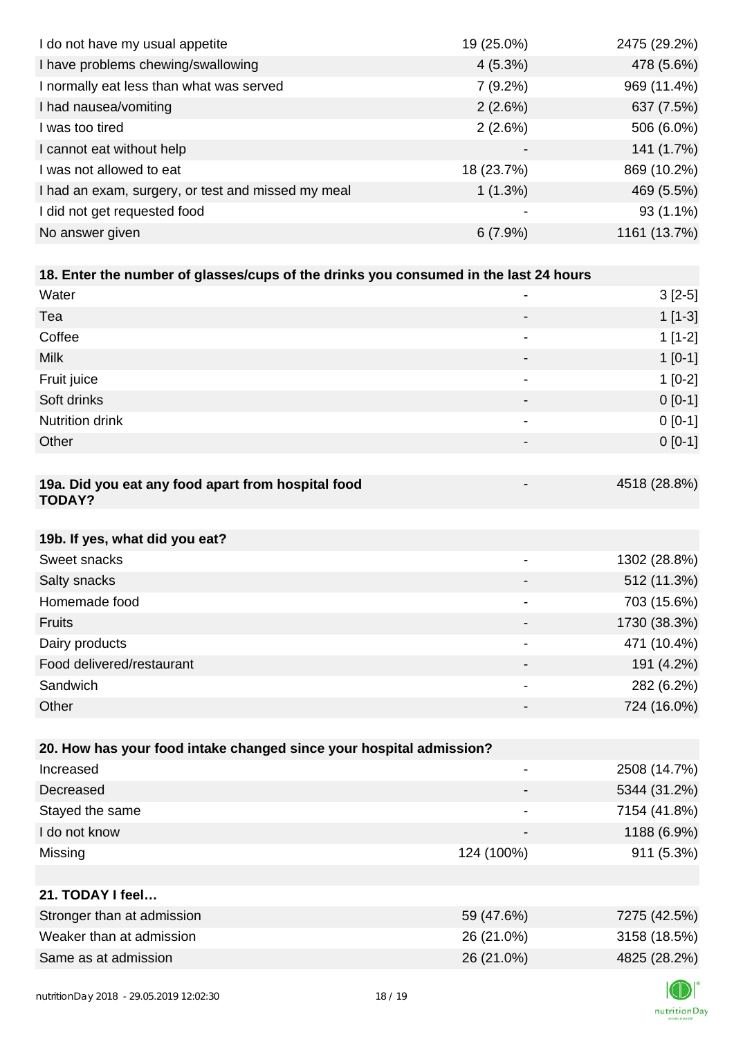| | | |
|---|---|---|
| I do not have my usual appetite | 19 (25.0%) | 2475 (29.2%) |
| I have problems chewing/swallowing | 4 (5.3%) | 478 (5.6%) |
| I normally eat less than what was served | 7 (9.2%) | 969 (11.4%) |
| I had nausea/vomiting | 2 (2.6%) | 637 (7.5%) |
| I was too tired | 2 (2.6%) | 506 (6.0%) |
| I cannot eat without help | - | 141 (1.7%) |
| I was not allowed to eat | 18 (23.7%) | 869 (10.2%) |
| I had an exam, surgery, or test and missed my meal | 1 (1.3%) | 469 (5.5%) |
| I did not get requested food | - | 93 (1.1%) |
| No answer given | 6 (7.9%) | 1161 (13.7%) |

| **18. Enter the number of glasses/cups of the drinks you consumed in the last 24 hours** | | |
|---|---|---|
| Water | - | 3 [2-5] |
| Tea | - | 1 [1-3] |
| Coffee | - | 1 [1-2] |
| Milk | - | 1 [0-1] |
| Fruit juice | - | 1 [0-2] |
| Soft drinks | - | 0 [0-1] |
| Nutrition drink | - | 0 [0-1] |
| Other | - | 0 [0-1] |

| **19a. Did you eat any food apart from hospital food TODAY?** | - | 4518 (28.8%) |
|---|---|---|

| **19b. If yes, what did you eat?** | | |
|---|---|---|
| Sweet snacks | - | 1302 (28.8%) |
| Salty snacks | - | 512 (11.3%) |
| Homemade food | - | 703 (15.6%) |
| Fruits | - | 1730 (38.3%) |
| Dairy products | - | 471 (10.4%) |
| Food delivered/restaurant | - | 191 (4.2%) |
| Sandwich | - | 282 (6.2%) |
| Other | - | 724 (16.0%) |

| **20. How has your food intake changed since your hospital admission?** | | |
|---|---|---|
| Increased | - | 2508 (14.7%) |
| Decreased | - | 5344 (31.2%) |
| Stayed the same | - | 7154 (41.8%) |
| I do not know | - | 1188 (6.9%) |
| Missing | 124 (100%) | 911 (5.3%) |

| **21. TODAY I feel…** | | |
|---|---|---|
| Stronger than at admission | 59 (47.6%) | 7275 (42.5%) |
| Weaker than at admission | 26 (21.0%) | 3158 (18.5%) |
| Same as at admission | 26 (21.0%) | 4825 (28.2%) |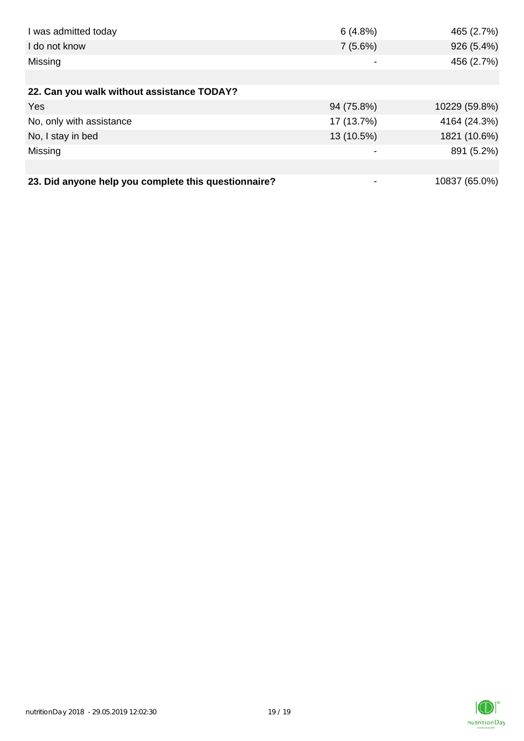| | | |
|---|---|---|
| I was admitted today | 6 (4.8%) | 465 (2.7%) |
| I do not know | 7 (5.6%) | 926 (5.4%) |
| Missing | - | 456 (2.7%) |
| | | |
| **22. Can you walk without assistance TODAY?** | | |
| Yes | 94 (75.8%) | 10229 (59.8%) |
| No, only with assistance | 17 (13.7%) | 4164 (24.3%) |
| No, I stay in bed | 13 (10.5%) | 1821 (10.6%) |
| Missing | - | 891 (5.2%) |
| | | |
| **23. Did anyone help you complete this questionnaire?** | - | 10837 (65.0%) |